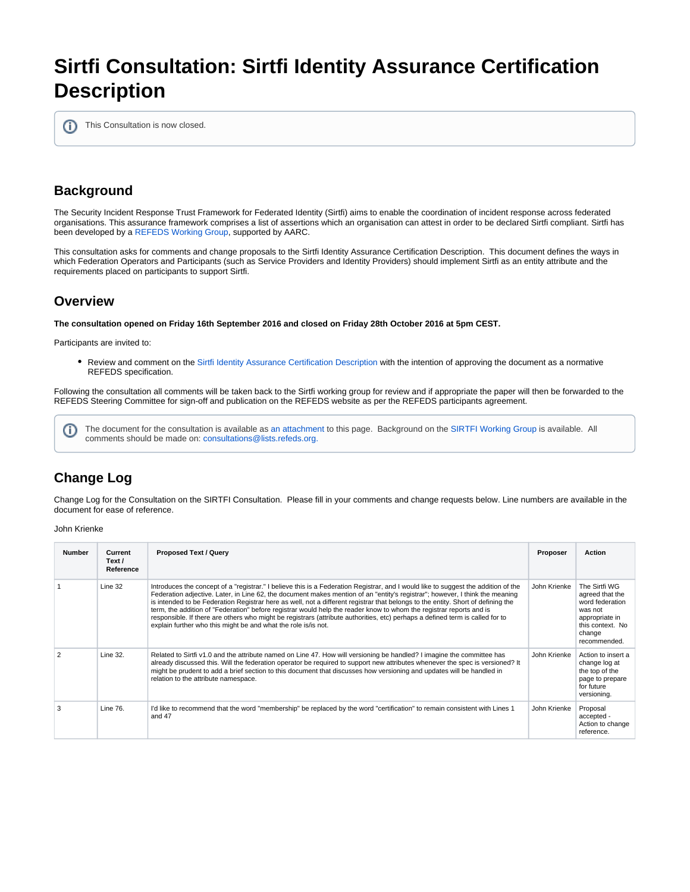# Sirtfi Consultation: Sirtfi Identity Assurance Certification Description

This Consultation is now closed.

## Background

The Security Incident Response Trust Framework for Federated Identity (Sirtfi) aims to enable the coordination of incident response across federated organisations. This assurance framework comprises a list of assertions which an organisation can attest in order to be declared Sirtfi compliant. Sirtfi has been developed by a REFEDS Working Group, supported by AARC.

This consultation asks for comments and change proposals to the Sirtfi Identity Assurance Certification Description. This document defines the ways in which Federation Operators and Participants (such as Service Providers and Identity Providers) should implement Sirtfi as an entity attribute and the requirements placed on participants to support Sirtfi.

## Overview

**The consultation opened on Friday 16th September 2016 and closed on Friday 28th October 2016 at 5pm CEST.**

Participants are invited to:

- Review and comment on the Sirtfi Identity Assurance Certification Description with the intention of approving the document as a normative REFEDS specification.

Following the consultation all comments will be taken back to the Sirtfi working group for review and if appropriate the paper will then be forwarded to the REFEDS Steering Committee for sign-off and publication on the REFEDS website as per the REFEDS participants agreement.

The document for the consultation is available as an attachment to this page. Background on the SIRTFI Working Group is available. All comments should be made on: consultations@lists.refeds.org.

## Change Log

Change Log for the Consultation on the SIRTFI Consultation. Please fill in your comments and change requests below. Line numbers are available in the document for ease of reference.

John Krienke

| Number | Current Text / Reference | Proposed Text / Query | Proposer | Action |
| --- | --- | --- | --- | --- |
| 1 | Line 32 | Introduces the concept of a "registrar." I believe this is a Federation Registrar, and I would like to suggest the addition of the Federation adjective. Later, in Line 62, the document makes mention of an "entity's registrar"; however, I think the meaning is intended to be Federation Registrar here as well, not a different registrar that belongs to the entity. Short of defining the term, the addition of "Federation" before registrar would help the reader know to whom the registrar reports and is responsible. If there are others who might be registrars (attribute authorities, etc) perhaps a defined term is called for to explain further who this might be and what the role is/is not. | John Krienke | The Sirtfi WG agreed that the word federation was not appropriate in this context. No change recommended. |
| 2 | Line 32. | Related to Sirtfi v1.0 and the attribute named on Line 47. How will versioning be handled? I imagine the committee has already discussed this. Will the federation operator be required to support new attributes whenever the spec is versioned? It might be prudent to add a brief section to this document that discusses how versioning and updates will be handled in relation to the attribute namespace. | John Krienke | Action to insert a change log at the top of the page to prepare for future versioning. |
| 3 | Line 76. | I'd like to recommend that the word "membership" be replaced by the word "certification" to remain consistent with Lines 1 and 47 | John Krienke | Proposal accepted - Action to change reference. |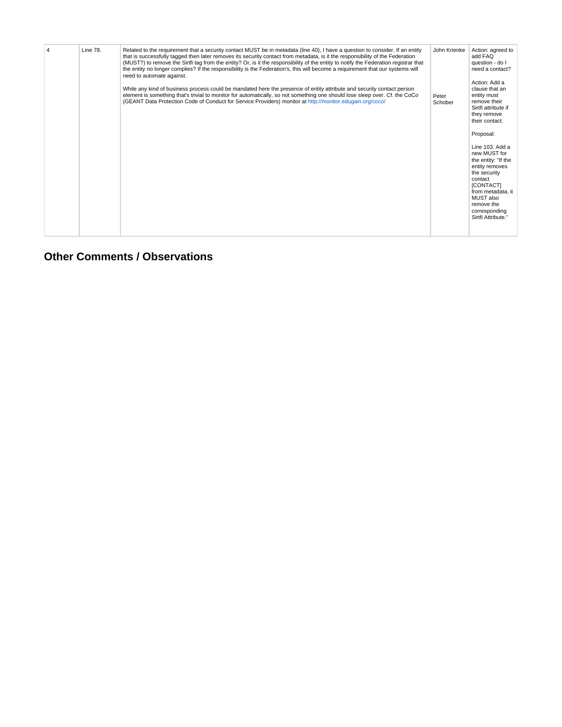| | | | | |
|---|---|---|---|---|
| 4 | Line 78. | Related to the requirement that a security contact MUST be in metadata (line 40), I have a question to consider. If an entity that is successfully tagged then later removes its security contact from metadata, is it the responsibility of the Federation (MUST?) to remove the Sirtfi tag from the entity? Or, is it the responsibility of the entity to notify the Federation registrar that the entity no longer complies? If the responsibility is the Federation's, this will become a requirement that our systems will need to automate against.<br><br>While any kind of business process could be mandated here the presence of entity attribute and security contact person element is something that's trivial to monitor for automatically, so not something one should lose sleep over. Cf. the CoCo (GEANT Data Protection Code of Conduct for Service Providers) monitor at http://monitor.edugain.org/coco/ | John Krienke<br><br><br><br><br><br>Peter Schober | Action: agreed to add FAQ question - do I need a contact?<br><br>Action: Add a clause that an entity must remove their Sirtfi attribute if they remove their contact.<br><br>Proposal:<br><br>Line 103. Add a new MUST for the entity: "If the entity removes the security contact [CONTACT] from metadata, it MUST also remove the corresponding Sirtfi Attribute." |

## Other Comments / Observations